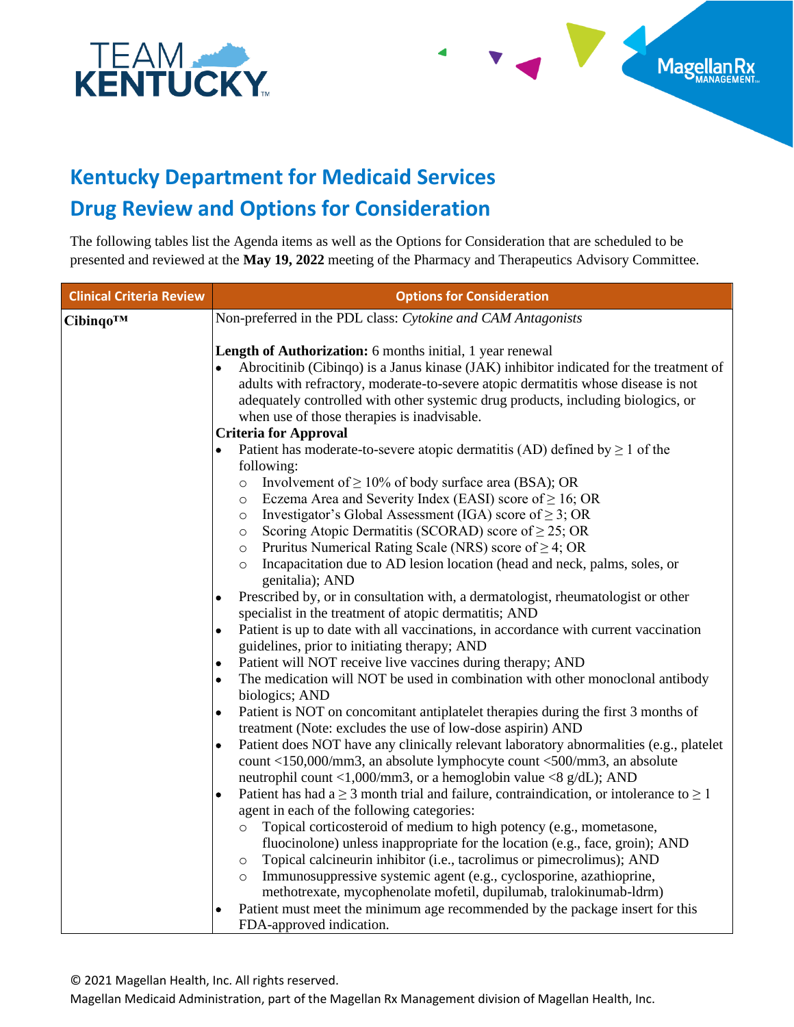# Kentucky Department for Medicaid Services

## Drug Review and Options for Consideration

The following tables list the Agenda items as well as the Options for Consideration that are scheduled to be presented and reviewed at the **May 19, 2022** meeting of the Pharmacy and Therapeutics Advisory Committee.

| Clinical Criteria Review | Options for Consideration |
|---|---|
| **Cibinqo™** | Non-preferred in the PDL class: *Cytokine and CAM Antagonists*<br><br>**Length of Authorization:** 6 months initial, 1 year renewal<br>• Abrocitinib (Cibinqo) is a Janus kinase (JAK) inhibitor indicated for the treatment of adults with refractory, moderate-to-severe atopic dermatitis whose disease is not adequately controlled with other systemic drug products, including biologics, or when use of those therapies is inadvisable.<br>**Criteria for Approval**<br>• Patient has moderate-to-severe atopic dermatitis (AD) defined by ≥ 1 of the following:<br>  ○ Involvement of ≥ 10% of body surface area (BSA); OR<br>  ○ Eczema Area and Severity Index (EASI) score of ≥ 16; OR<br>  ○ Investigator's Global Assessment (IGA) score of ≥ 3; OR<br>  ○ Scoring Atopic Dermatitis (SCORAD) score of ≥ 25; OR<br>  ○ Pruritus Numerical Rating Scale (NRS) score of ≥ 4; OR<br>  ○ Incapacitation due to AD lesion location (head and neck, palms, soles, or genitalia); AND<br>• Prescribed by, or in consultation with, a dermatologist, rheumatologist or other specialist in the treatment of atopic dermatitis; AND<br>• Patient is up to date with all vaccinations, in accordance with current vaccination guidelines, prior to initiating therapy; AND<br>• Patient will NOT receive live vaccines during therapy; AND<br>• The medication will NOT be used in combination with other monoclonal antibody biologics; AND<br>• Patient is NOT on concomitant antiplatelet therapies during the first 3 months of treatment (Note: excludes the use of low-dose aspirin) AND<br>• Patient does NOT have any clinically relevant laboratory abnormalities (e.g., platelet count <150,000/mm3, an absolute lymphocyte count <500/mm3, an absolute neutrophil count <1,000/mm3, or a hemoglobin value <8 g/dL); AND<br>• Patient has had a ≥ 3 month trial and failure, contraindication, or intolerance to ≥ 1 agent in each of the following categories:<br>  ○ Topical corticosteroid of medium to high potency (e.g., mometasone, fluocinolone) unless inappropriate for the location (e.g., face, groin); AND<br>  ○ Topical calcineurin inhibitor (i.e., tacrolimus or pimecrolimus); AND<br>  ○ Immunosuppressive systemic agent (e.g., cyclosporine, azathioprine, methotrexate, mycophenolate mofetil, dupilumab, tralokinumab-ldrm)<br>• Patient must meet the minimum age recommended by the package insert for this FDA-approved indication. |

© 2021 Magellan Health, Inc. All rights reserved.
Magellan Medicaid Administration, part of the Magellan Rx Management division of Magellan Health, Inc.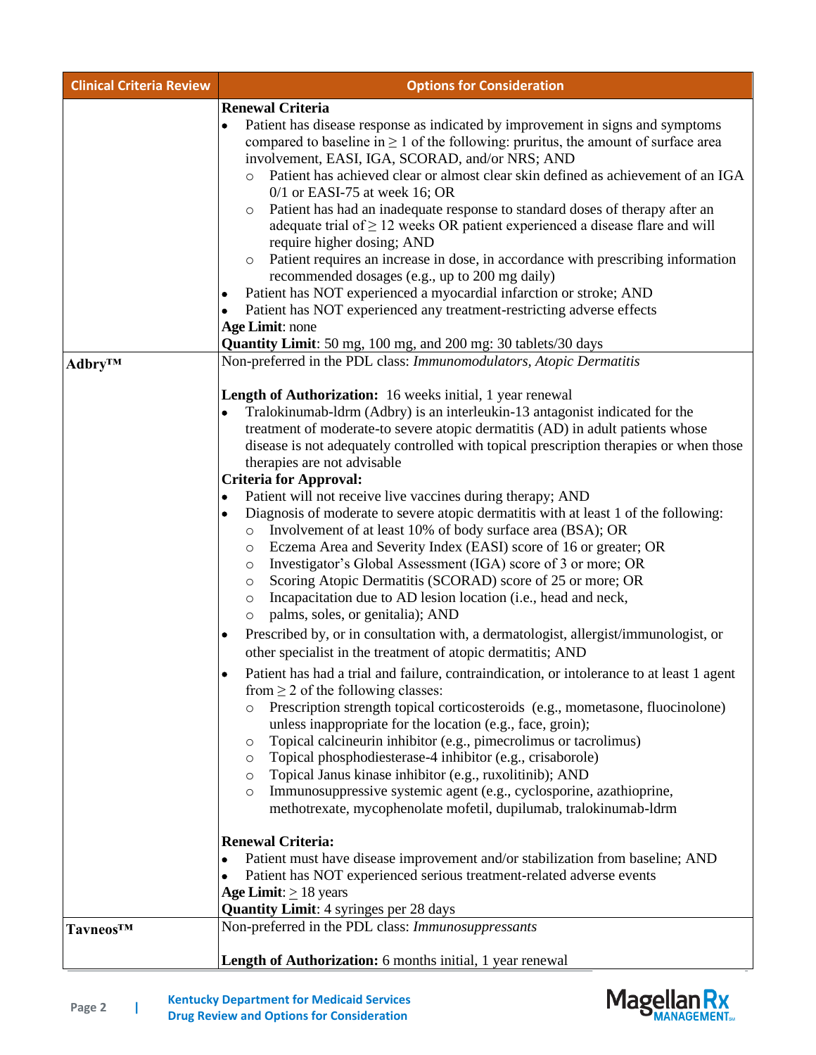| Clinical Criteria Review | Options for Consideration |
| --- | --- |
| | **Renewal Criteria**<br>• Patient has disease response as indicated by improvement in signs and symptoms compared to baseline in ≥ 1 of the following: pruritus, the amount of surface area involvement, EASI, IGA, SCORAD, and/or NRS; AND<br>  ○ Patient has achieved clear or almost clear skin defined as achievement of an IGA 0/1 or EASI-75 at week 16; OR<br>  ○ Patient has had an inadequate response to standard doses of therapy after an adequate trial of ≥ 12 weeks OR patient experienced a disease flare and will require higher dosing; AND<br>  ○ Patient requires an increase in dose, in accordance with prescribing information recommended dosages (e.g., up to 200 mg daily)<br>• Patient has NOT experienced a myocardial infarction or stroke; AND<br>• Patient has NOT experienced any treatment-restricting adverse effects<br>**Age Limit**: none<br>**Quantity Limit**: 50 mg, 100 mg, and 200 mg: 30 tablets/30 days |
| **Adbry™** | Non-preferred in the PDL class: *Immunomodulators, Atopic Dermatitis*<br><br>**Length of Authorization:** 16 weeks initial, 1 year renewal<br>• Tralokinumab-ldrm (Adbry) is an interleukin-13 antagonist indicated for the treatment of moderate-to severe atopic dermatitis (AD) in adult patients whose disease is not adequately controlled with topical prescription therapies or when those therapies are not advisable<br>**Criteria for Approval:**<br>• Patient will not receive live vaccines during therapy; AND<br>• Diagnosis of moderate to severe atopic dermatitis with at least 1 of the following:<br>  ○ Involvement of at least 10% of body surface area (BSA); OR<br>  ○ Eczema Area and Severity Index (EASI) score of 16 or greater; OR<br>  ○ Investigator's Global Assessment (IGA) score of 3 or more; OR<br>  ○ Scoring Atopic Dermatitis (SCORAD) score of 25 or more; OR<br>  ○ Incapacitation due to AD lesion location (i.e., head and neck,<br>  ○ palms, soles, or genitalia); AND<br>• Prescribed by, or in consultation with, a dermatologist, allergist/immunologist, or other specialist in the treatment of atopic dermatitis; AND<br>• Patient has had a trial and failure, contraindication, or intolerance to at least 1 agent from ≥ 2 of the following classes:<br>  ○ Prescription strength topical corticosteroids (e.g., mometasone, fluocinolone) unless inappropriate for the location (e.g., face, groin);<br>  ○ Topical calcineurin inhibitor (e.g., pimecrolimus or tacrolimus)<br>  ○ Topical phosphodiesterase-4 inhibitor (e.g., crisaborole)<br>  ○ Topical Janus kinase inhibitor (e.g., ruxolitinib); AND<br>  ○ Immunosuppressive systemic agent (e.g., cyclosporine, azathioprine, methotrexate, mycophenolate mofetil, dupilumab, tralokinumab-ldrm<br><br>**Renewal Criteria:**<br>• Patient must have disease improvement and/or stabilization from baseline; AND<br>• Patient has NOT experienced serious treatment-related adverse events<br>**Age Limit**: ≥ 18 years<br>**Quantity Limit**: 4 syringes per 28 days |
| **Tavneos™** | Non-preferred in the PDL class: *Immunosuppressants*<br><br>**Length of Authorization:** 6 months initial, 1 year renewal |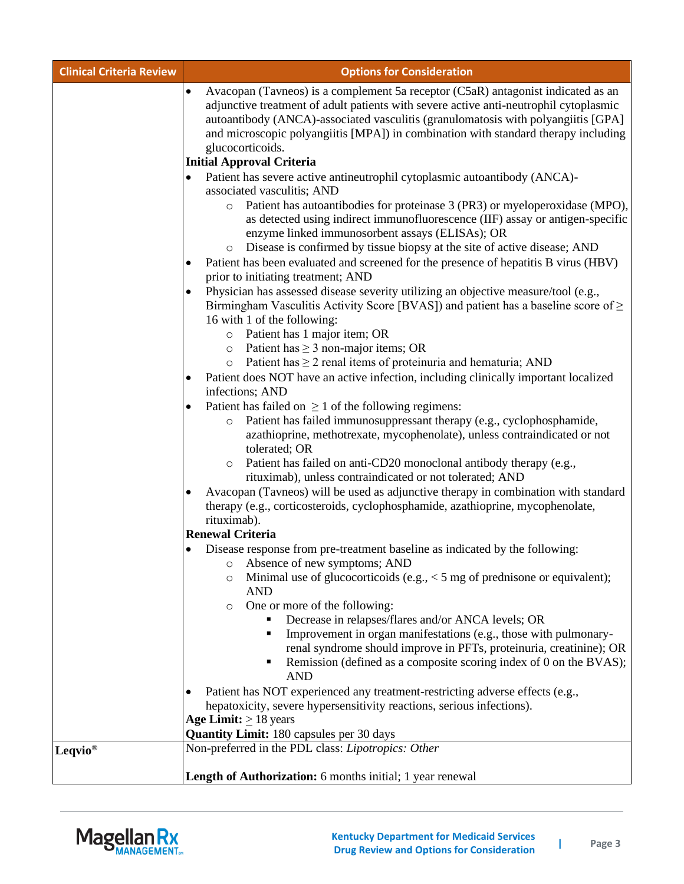| Clinical Criteria Review | Options for Consideration |
|---|---|
| | • Avacopan (Tavneos) is a complement 5a receptor (C5aR) antagonist indicated as an adjunctive treatment of adult patients with severe active anti-neutrophil cytoplasmic autoantibody (ANCA)-associated vasculitis (granulomatosis with polyangiitis [GPA] and microscopic polyangiitis [MPA]) in combination with standard therapy including glucocorticoids.<br>**Initial Approval Criteria**<br>• Patient has severe active antineutrophil cytoplasmic autoantibody (ANCA)-associated vasculitis; AND<br>&nbsp;&nbsp;&nbsp;&nbsp;○ Patient has autoantibodies for proteinase 3 (PR3) or myeloperoxidase (MPO), as detected using indirect immunofluorescence (IIF) assay or antigen-specific enzyme linked immunosorbent assays (ELISAs); OR<br>&nbsp;&nbsp;&nbsp;&nbsp;○ Disease is confirmed by tissue biopsy at the site of active disease; AND<br>• Patient has been evaluated and screened for the presence of hepatitis B virus (HBV) prior to initiating treatment; AND<br>• Physician has assessed disease severity utilizing an objective measure/tool (e.g., Birmingham Vasculitis Activity Score [BVAS]) and patient has a baseline score of ≥ 16 with 1 of the following:<br>&nbsp;&nbsp;&nbsp;&nbsp;○ Patient has 1 major item; OR<br>&nbsp;&nbsp;&nbsp;&nbsp;○ Patient has ≥ 3 non-major items; OR<br>&nbsp;&nbsp;&nbsp;&nbsp;○ Patient has ≥ 2 renal items of proteinuria and hematuria; AND<br>• Patient does NOT have an active infection, including clinically important localized infections; AND<br>• Patient has failed on ≥ 1 of the following regimens:<br>&nbsp;&nbsp;&nbsp;&nbsp;○ Patient has failed immunosuppressant therapy (e.g., cyclophosphamide, azathioprine, methotrexate, mycophenolate), unless contraindicated or not tolerated; OR<br>&nbsp;&nbsp;&nbsp;&nbsp;○ Patient has failed on anti-CD20 monoclonal antibody therapy (e.g., rituximab), unless contraindicated or not tolerated; AND<br>• Avacopan (Tavneos) will be used as adjunctive therapy in combination with standard therapy (e.g., corticosteroids, cyclophosphamide, azathioprine, mycophenolate, rituximab).<br>**Renewal Criteria**<br>• Disease response from pre-treatment baseline as indicated by the following:<br>&nbsp;&nbsp;&nbsp;&nbsp;○ Absence of new symptoms; AND<br>&nbsp;&nbsp;&nbsp;&nbsp;○ Minimal use of glucocorticoids (e.g., < 5 mg of prednisone or equivalent); AND<br>&nbsp;&nbsp;&nbsp;&nbsp;○ One or more of the following:<br>&nbsp;&nbsp;&nbsp;&nbsp;&nbsp;&nbsp;&nbsp;&nbsp;▪ Decrease in relapses/flares and/or ANCA levels; OR<br>&nbsp;&nbsp;&nbsp;&nbsp;&nbsp;&nbsp;&nbsp;&nbsp;▪ Improvement in organ manifestations (e.g., those with pulmonary-renal syndrome should improve in PFTs, proteinuria, creatinine); OR<br>&nbsp;&nbsp;&nbsp;&nbsp;&nbsp;&nbsp;&nbsp;&nbsp;▪ Remission (defined as a composite scoring index of 0 on the BVAS); AND<br>• Patient has NOT experienced any treatment-restricting adverse effects (e.g., hepatoxicity, severe hypersensitivity reactions, serious infections).<br>**Age Limit:** ≥ 18 years<br>**Quantity Limit:** 180 capsules per 30 days |
| **Leqvio®** | Non-preferred in the PDL class: *Lipotropics: Other*<br><br>**Length of Authorization:** 6 months initial; 1 year renewal |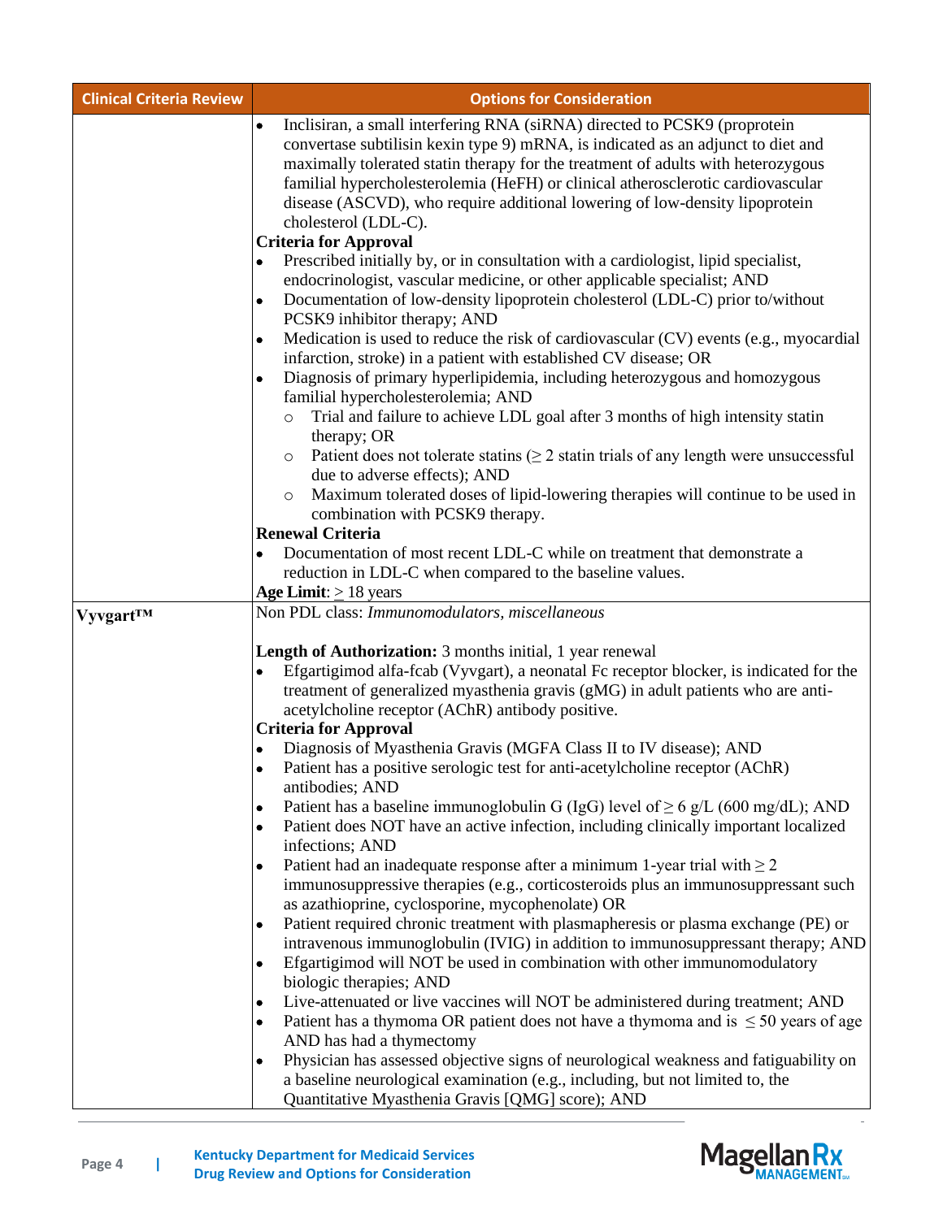| Clinical Criteria Review | Options for Consideration |
|---|---|
| | • Inclisiran, a small interfering RNA (siRNA) directed to PCSK9 (proprotein convertase subtilisin kexin type 9) mRNA, is indicated as an adjunct to diet and maximally tolerated statin therapy for the treatment of adults with heterozygous familial hypercholesterolemia (HeFH) or clinical atherosclerotic cardiovascular disease (ASCVD), who require additional lowering of low-density lipoprotein cholesterol (LDL-C).<br>**Criteria for Approval**<br>• Prescribed initially by, or in consultation with a cardiologist, lipid specialist, endocrinologist, vascular medicine, or other applicable specialist; AND<br>• Documentation of low-density lipoprotein cholesterol (LDL-C) prior to/without PCSK9 inhibitor therapy; AND<br>• Medication is used to reduce the risk of cardiovascular (CV) events (e.g., myocardial infarction, stroke) in a patient with established CV disease; OR<br>• Diagnosis of primary hyperlipidemia, including heterozygous and homozygous familial hypercholesterolemia; AND<br>  ○ Trial and failure to achieve LDL goal after 3 months of high intensity statin therapy; OR<br>  ○ Patient does not tolerate statins (≥ 2 statin trials of any length were unsuccessful due to adverse effects); AND<br>  ○ Maximum tolerated doses of lipid-lowering therapies will continue to be used in combination with PCSK9 therapy.<br>**Renewal Criteria**<br>• Documentation of most recent LDL-C while on treatment that demonstrate a reduction in LDL-C when compared to the baseline values.<br>**Age Limit**: ≥ 18 years |
| **Vyvgart™** | Non PDL class: *Immunomodulators, miscellaneous*<br><br>**Length of Authorization:** 3 months initial, 1 year renewal<br>• Efgartigimod alfa-fcab (Vyvgart), a neonatal Fc receptor blocker, is indicated for the treatment of generalized myasthenia gravis (gMG) in adult patients who are anti-acetylcholine receptor (AChR) antibody positive.<br>**Criteria for Approval**<br>• Diagnosis of Myasthenia Gravis (MGFA Class II to IV disease); AND<br>• Patient has a positive serologic test for anti-acetylcholine receptor (AChR) antibodies; AND<br>• Patient has a baseline immunoglobulin G (IgG) level of ≥ 6 g/L (600 mg/dL); AND<br>• Patient does NOT have an active infection, including clinically important localized infections; AND<br>• Patient had an inadequate response after a minimum 1-year trial with ≥ 2 immunosuppressive therapies (e.g., corticosteroids plus an immunosuppressant such as azathioprine, cyclosporine, mycophenolate) OR<br>• Patient required chronic treatment with plasmapheresis or plasma exchange (PE) or intravenous immunoglobulin (IVIG) in addition to immunosuppressant therapy; AND<br>• Efgartigimod will NOT be used in combination with other immunomodulatory biologic therapies; AND<br>• Live-attenuated or live vaccines will NOT be administered during treatment; AND<br>• Patient has a thymoma OR patient does not have a thymoma and is ≤ 50 years of age AND has had a thymectomy<br>• Physician has assessed objective signs of neurological weakness and fatiguability on a baseline neurological examination (e.g., including, but not limited to, the Quantitative Myasthenia Gravis [QMG] score); AND |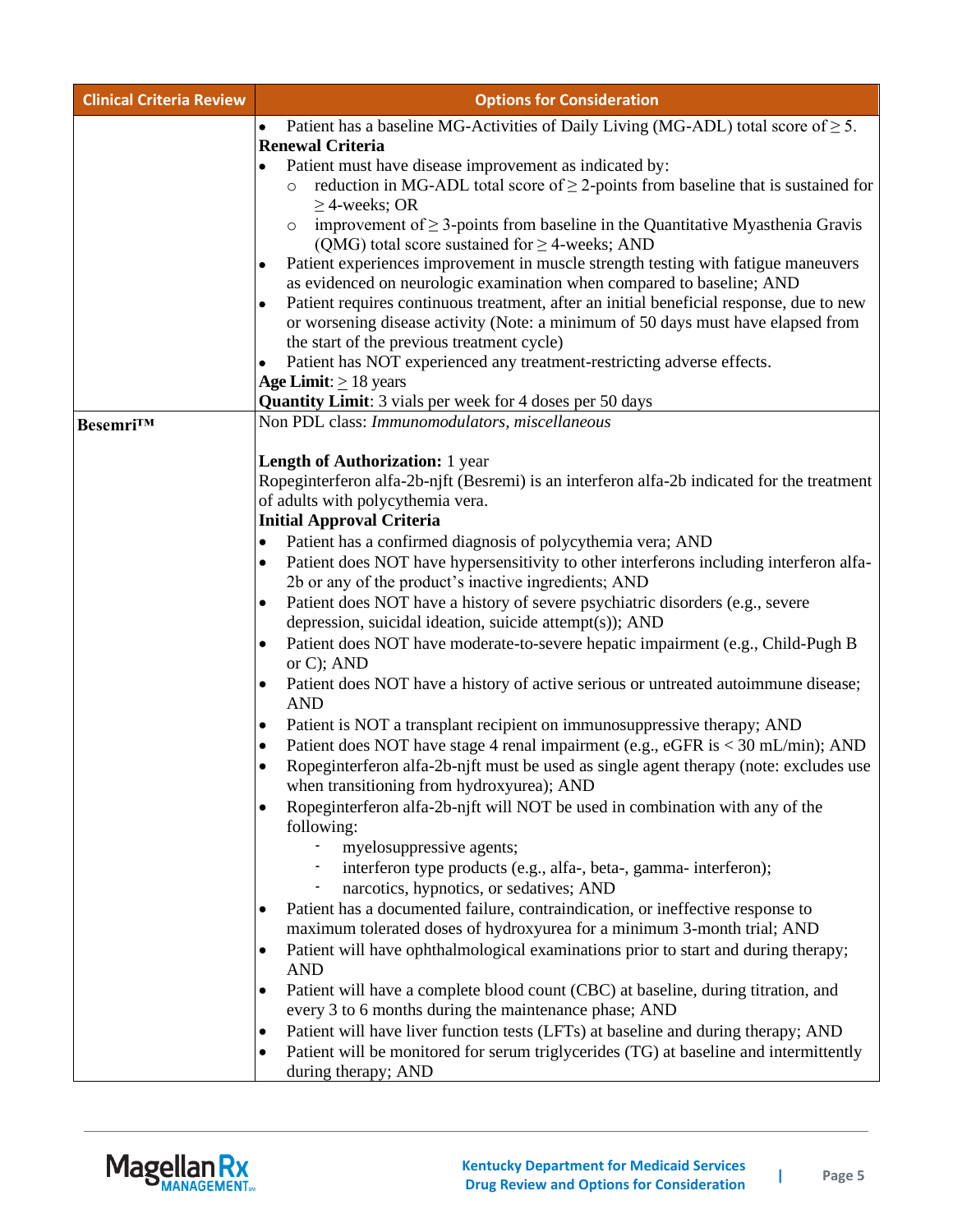| Clinical Criteria Review | Options for Consideration |
|---|---|
| | • Patient has a baseline MG-Activities of Daily Living (MG-ADL) total score of ≥ 5.<br>**Renewal Criteria**<br>• Patient must have disease improvement as indicated by:<br>  ○ reduction in MG-ADL total score of ≥ 2-points from baseline that is sustained for ≥ 4-weeks; OR<br>  ○ improvement of ≥ 3-points from baseline in the Quantitative Myasthenia Gravis (QMG) total score sustained for ≥ 4-weeks; AND<br>• Patient experiences improvement in muscle strength testing with fatigue maneuvers as evidenced on neurologic examination when compared to baseline; AND<br>• Patient requires continuous treatment, after an initial beneficial response, due to new or worsening disease activity (Note: a minimum of 50 days must have elapsed from the start of the previous treatment cycle)<br>• Patient has NOT experienced any treatment-restricting adverse effects.<br>**Age Limit**: ≥ 18 years<br>**Quantity Limit**: 3 vials per week for 4 doses per 50 days |
| **Besemri™** | Non PDL class: *Immunomodulators, miscellaneous*<br><br>**Length of Authorization:** 1 year<br>Ropeginterferon alfa-2b-njft (Besremi) is an interferon alfa-2b indicated for the treatment of adults with polycythemia vera.<br>**Initial Approval Criteria**<br>• Patient has a confirmed diagnosis of polycythemia vera; AND<br>• Patient does NOT have hypersensitivity to other interferons including interferon alfa-2b or any of the product's inactive ingredients; AND<br>• Patient does NOT have a history of severe psychiatric disorders (e.g., severe depression, suicidal ideation, suicide attempt(s)); AND<br>• Patient does NOT have moderate-to-severe hepatic impairment (e.g., Child-Pugh B or C); AND<br>• Patient does NOT have a history of active serious or untreated autoimmune disease; AND<br>• Patient is NOT a transplant recipient on immunosuppressive therapy; AND<br>• Patient does NOT have stage 4 renal impairment (e.g., eGFR is < 30 mL/min); AND<br>• Ropeginterferon alfa-2b-njft must be used as single agent therapy (note: excludes use when transitioning from hydroxyurea); AND<br>• Ropeginterferon alfa-2b-njft will NOT be used in combination with any of the following:<br>  - myelosuppressive agents;<br>  - interferon type products (e.g., alfa-, beta-, gamma- interferon);<br>  - narcotics, hypnotics, or sedatives; AND<br>• Patient has a documented failure, contraindication, or ineffective response to maximum tolerated doses of hydroxyurea for a minimum 3-month trial; AND<br>• Patient will have ophthalmological examinations prior to start and during therapy; AND<br>• Patient will have a complete blood count (CBC) at baseline, during titration, and every 3 to 6 months during the maintenance phase; AND<br>• Patient will have liver function tests (LFTs) at baseline and during therapy; AND<br>• Patient will be monitored for serum triglycerides (TG) at baseline and intermittently during therapy; AND |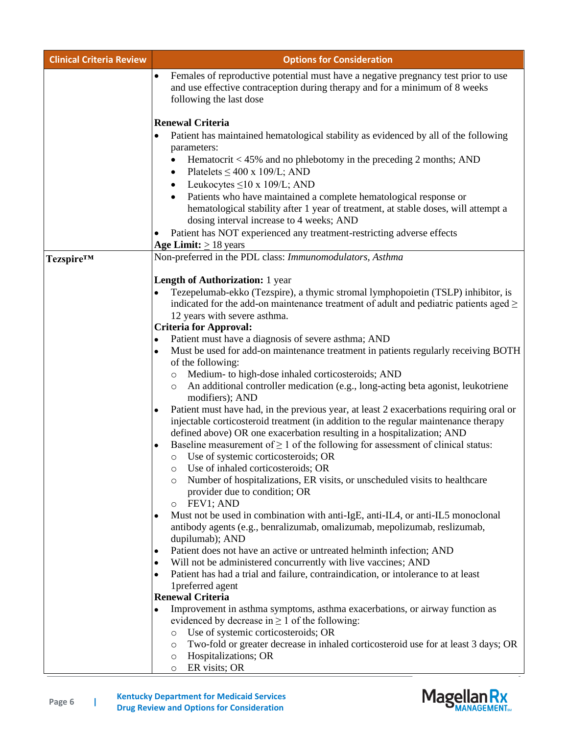| Clinical Criteria Review | Options for Consideration |
| --- | --- |
| | • Females of reproductive potential must have a negative pregnancy test prior to use and use effective contraception during therapy and for a minimum of 8 weeks following the last dose<br><br>**Renewal Criteria**<br>• Patient has maintained hematological stability as evidenced by all of the following parameters:<br>  • Hematocrit < 45% and no phlebotomy in the preceding 2 months; AND<br>  • Platelets ≤ 400 x 109/L; AND<br>  • Leukocytes ≤10 x 109/L; AND<br>  • Patients who have maintained a complete hematological response or hematological stability after 1 year of treatment, at stable doses, will attempt a dosing interval increase to 4 weeks; AND<br>• Patient has NOT experienced any treatment-restricting adverse effects<br>**Age Limit:** ≥ 18 years |
| **Tezspire™** | Non-preferred in the PDL class: *Immunomodulators, Asthma*<br><br>**Length of Authorization:** 1 year<br>• Tezepelumab-ekko (Tezspire), a thymic stromal lymphopoietin (TSLP) inhibitor, is indicated for the add-on maintenance treatment of adult and pediatric patients aged ≥ 12 years with severe asthma.<br>**Criteria for Approval:**<br>• Patient must have a diagnosis of severe asthma; AND<br>• Must be used for add-on maintenance treatment in patients regularly receiving BOTH of the following:<br>  ○ Medium- to high-dose inhaled corticosteroids; AND<br>  ○ An additional controller medication (e.g., long-acting beta agonist, leukotriene modifiers); AND<br>• Patient must have had, in the previous year, at least 2 exacerbations requiring oral or injectable corticosteroid treatment (in addition to the regular maintenance therapy defined above) OR one exacerbation resulting in a hospitalization; AND<br>• Baseline measurement of ≥ 1 of the following for assessment of clinical status:<br>  ○ Use of systemic corticosteroids; OR<br>  ○ Use of inhaled corticosteroids; OR<br>  ○ Number of hospitalizations, ER visits, or unscheduled visits to healthcare provider due to condition; OR<br>  ○ FEV1; AND<br>• Must not be used in combination with anti-IgE, anti-IL4, or anti-IL5 monoclonal antibody agents (e.g., benralizumab, omalizumab, mepolizumab, reslizumab, dupilumab); AND<br>• Patient does not have an active or untreated helminth infection; AND<br>• Will not be administered concurrently with live vaccines; AND<br>• Patient has had a trial and failure, contraindication, or intolerance to at least 1preferred agent<br>**Renewal Criteria**<br>• Improvement in asthma symptoms, asthma exacerbations, or airway function as evidenced by decrease in ≥ 1 of the following:<br>  ○ Use of systemic corticosteroids; OR<br>  ○ Two-fold or greater decrease in inhaled corticosteroid use for at least 3 days; OR<br>  ○ Hospitalizations; OR<br>  ○ ER visits; OR |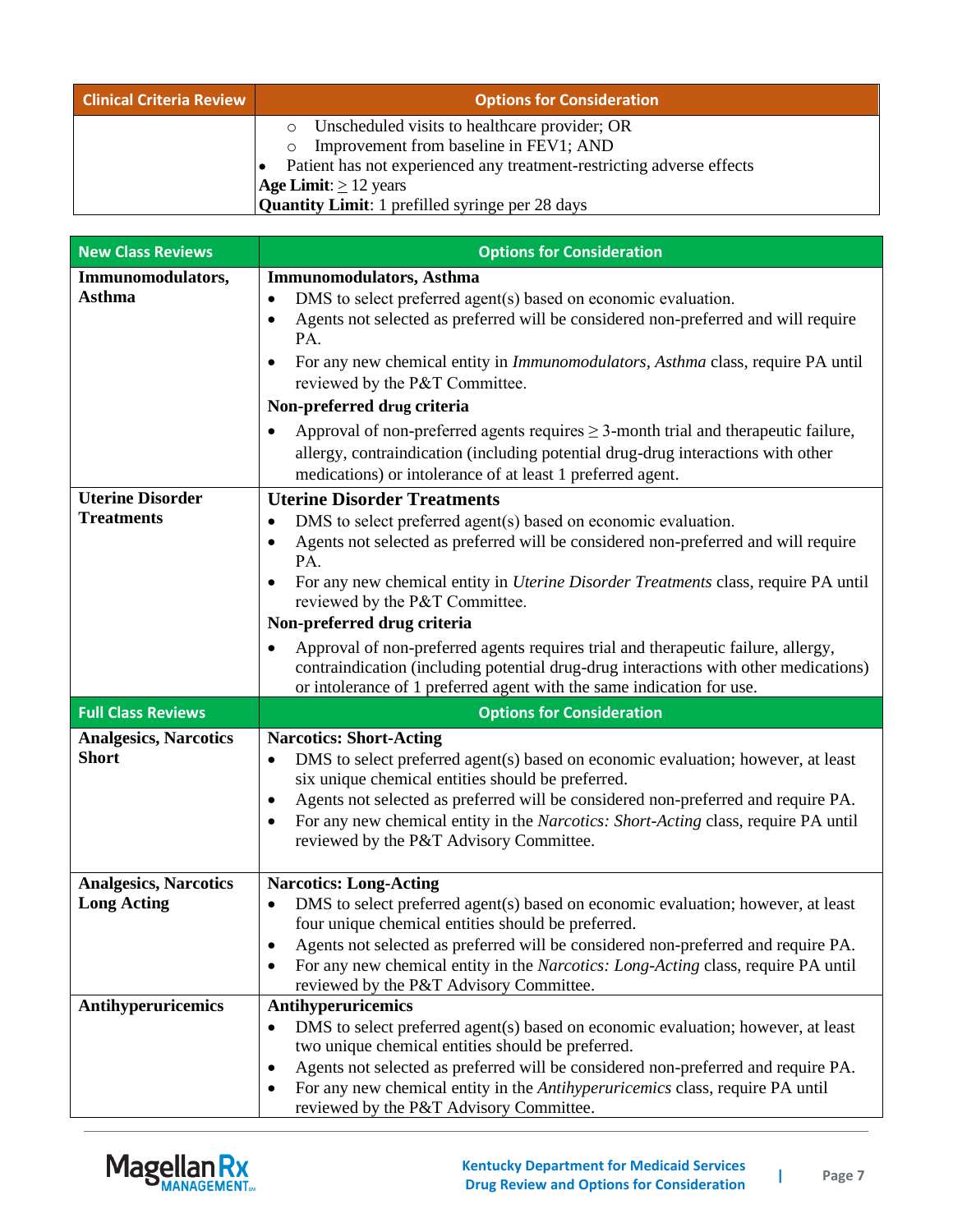| Clinical Criteria Review | Options for Consideration |
|---|---|
| | ◦ Unscheduled visits to healthcare provider; OR<br>◦ Improvement from baseline in FEV1; AND<br>• Patient has not experienced any treatment-restricting adverse effects<br>**Age Limit**: ≥ 12 years<br>**Quantity Limit**: 1 prefilled syringe per 28 days |

| New Class Reviews | Options for Consideration |
|---|---|
| **Immunomodulators, Asthma** | **Immunomodulators, Asthma**<br>• DMS to select preferred agent(s) based on economic evaluation.<br>• Agents not selected as preferred will be considered non-preferred and will require PA.<br>• For any new chemical entity in *Immunomodulators, Asthma* class, require PA until reviewed by the P&T Committee.<br>**Non-preferred drug criteria**<br>• Approval of non-preferred agents requires ≥ 3-month trial and therapeutic failure, allergy, contraindication (including potential drug-drug interactions with other medications) or intolerance of at least 1 preferred agent. |
| **Uterine Disorder Treatments** | **Uterine Disorder Treatments**<br>• DMS to select preferred agent(s) based on economic evaluation.<br>• Agents not selected as preferred will be considered non-preferred and will require PA.<br>• For any new chemical entity in *Uterine Disorder Treatments* class, require PA until reviewed by the P&T Committee.<br>**Non-preferred drug criteria**<br>• Approval of non-preferred agents requires trial and therapeutic failure, allergy, contraindication (including potential drug-drug interactions with other medications) or intolerance of 1 preferred agent with the same indication for use. |
| **Full Class Reviews** | **Options for Consideration** |
| **Analgesics, Narcotics Short** | **Narcotics: Short-Acting**<br>• DMS to select preferred agent(s) based on economic evaluation; however, at least six unique chemical entities should be preferred.<br>• Agents not selected as preferred will be considered non-preferred and require PA.<br>• For any new chemical entity in the *Narcotics: Short-Acting* class, require PA until reviewed by the P&T Advisory Committee. |
| **Analgesics, Narcotics Long Acting** | **Narcotics: Long-Acting**<br>• DMS to select preferred agent(s) based on economic evaluation; however, at least four unique chemical entities should be preferred.<br>• Agents not selected as preferred will be considered non-preferred and require PA.<br>• For any new chemical entity in the *Narcotics: Long-Acting* class, require PA until reviewed by the P&T Advisory Committee. |
| **Antihyperuricemics** | **Antihyperuricemics**<br>• DMS to select preferred agent(s) based on economic evaluation; however, at least two unique chemical entities should be preferred.<br>• Agents not selected as preferred will be considered non-preferred and require PA.<br>• For any new chemical entity in the *Antihyperuricemics* class, require PA until reviewed by the P&T Advisory Committee. |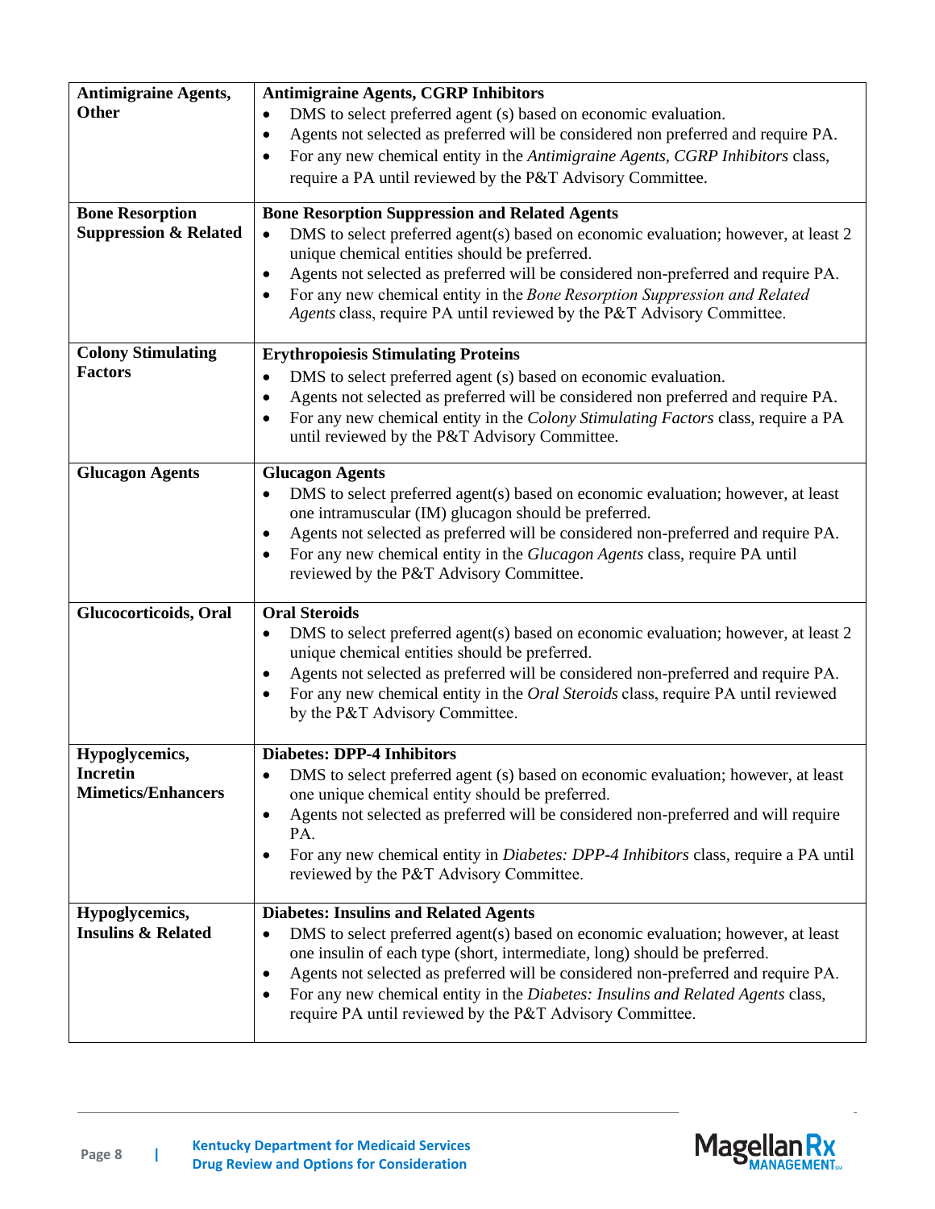| | |
|---|---|
| **Antimigraine Agents, Other** | **Antimigraine Agents, CGRP Inhibitors**<br>• DMS to select preferred agent (s) based on economic evaluation.<br>• Agents not selected as preferred will be considered non preferred and require PA.<br>• For any new chemical entity in the *Antimigraine Agents, CGRP Inhibitors* class, require a PA until reviewed by the P&T Advisory Committee. |
| **Bone Resorption Suppression & Related** | **Bone Resorption Suppression and Related Agents**<br>• DMS to select preferred agent(s) based on economic evaluation; however, at least 2 unique chemical entities should be preferred.<br>• Agents not selected as preferred will be considered non-preferred and require PA.<br>• For any new chemical entity in the *Bone Resorption Suppression and Related Agents* class, require PA until reviewed by the P&T Advisory Committee. |
| **Colony Stimulating Factors** | **Erythropoiesis Stimulating Proteins**<br>• DMS to select preferred agent (s) based on economic evaluation.<br>• Agents not selected as preferred will be considered non preferred and require PA.<br>• For any new chemical entity in the *Colony Stimulating Factors* class, require a PA until reviewed by the P&T Advisory Committee. |
| **Glucagon Agents** | **Glucagon Agents**<br>• DMS to select preferred agent(s) based on economic evaluation; however, at least one intramuscular (IM) glucagon should be preferred.<br>• Agents not selected as preferred will be considered non-preferred and require PA.<br>• For any new chemical entity in the *Glucagon Agents* class, require PA until reviewed by the P&T Advisory Committee. |
| **Glucocorticoids, Oral** | **Oral Steroids**<br>• DMS to select preferred agent(s) based on economic evaluation; however, at least 2 unique chemical entities should be preferred.<br>• Agents not selected as preferred will be considered non-preferred and require PA.<br>• For any new chemical entity in the *Oral Steroids* class, require PA until reviewed by the P&T Advisory Committee. |
| **Hypoglycemics, Incretin Mimetics/Enhancers** | **Diabetes: DPP-4 Inhibitors**<br>• DMS to select preferred agent (s) based on economic evaluation; however, at least one unique chemical entity should be preferred.<br>• Agents not selected as preferred will be considered non-preferred and will require PA.<br>• For any new chemical entity in *Diabetes: DPP-4 Inhibitors* class, require a PA until reviewed by the P&T Advisory Committee. |
| **Hypoglycemics, Insulins & Related** | **Diabetes: Insulins and Related Agents**<br>• DMS to select preferred agent(s) based on economic evaluation; however, at least one insulin of each type (short, intermediate, long) should be preferred.<br>• Agents not selected as preferred will be considered non-preferred and require PA.<br>• For any new chemical entity in the *Diabetes: Insulins and Related Agents* class, require PA until reviewed by the P&T Advisory Committee. |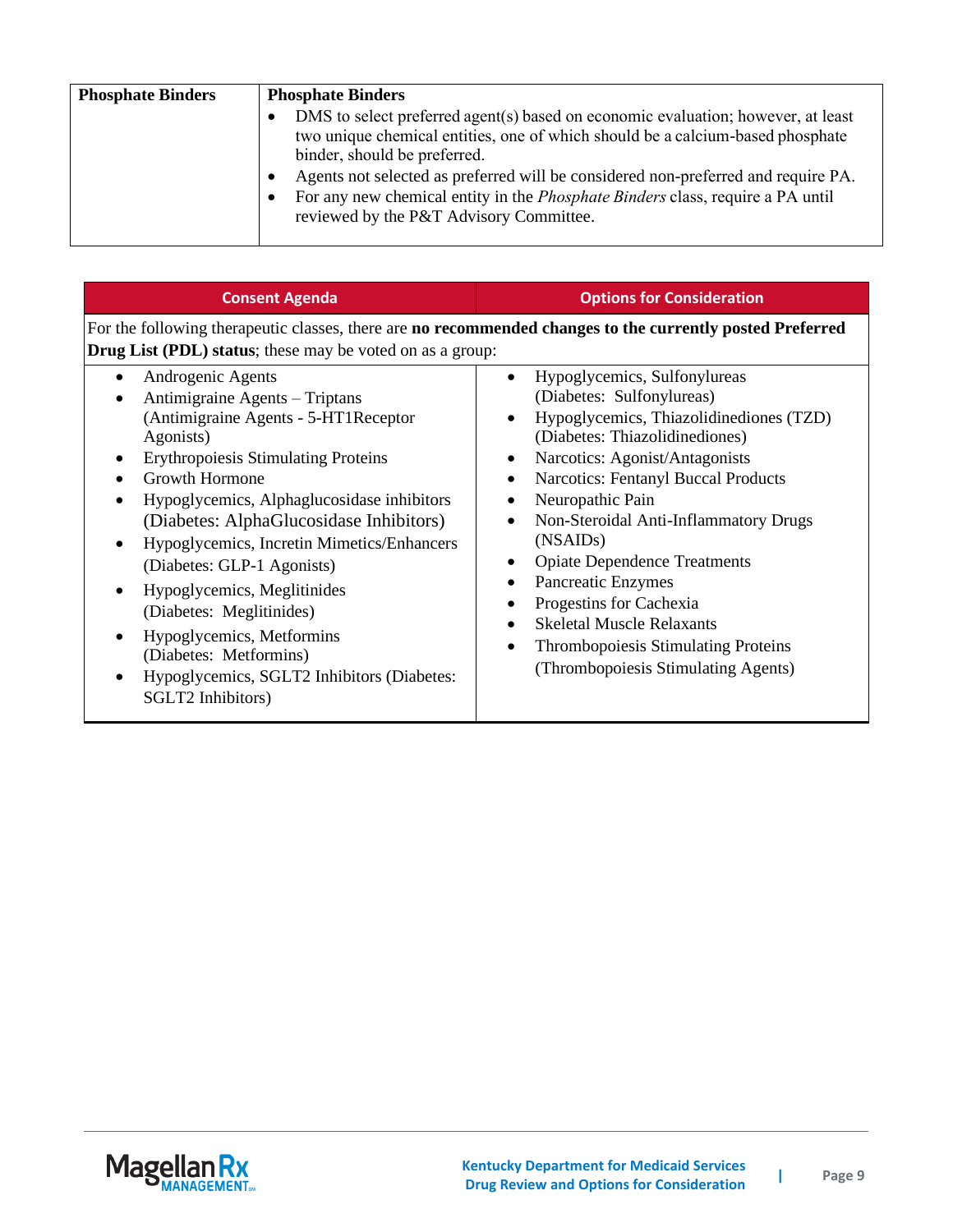| | |
|---|---|
| **Phosphate Binders** | **Phosphate Binders**<br>• DMS to select preferred agent(s) based on economic evaluation; however, at least two unique chemical entities, one of which should be a calcium-based phosphate binder, should be preferred.<br>• Agents not selected as preferred will be considered non-preferred and require PA.<br>• For any new chemical entity in the *Phosphate Binders* class, require a PA until reviewed by the P&T Advisory Committee. |

| Consent Agenda | Options for Consideration |
|---|---|
| For the following therapeutic classes, there are **no recommended changes to the currently posted Preferred Drug List (PDL) status**; these may be voted on as a group: | |
| • Androgenic Agents<br>• Antimigraine Agents – Triptans (Antimigraine Agents - 5-HT1Receptor Agonists)<br>• Erythropoiesis Stimulating Proteins<br>• Growth Hormone<br>• Hypoglycemics, Alphaglucosidase inhibitors (Diabetes: AlphaGlucosidase Inhibitors)<br>• Hypoglycemics, Incretin Mimetics/Enhancers (Diabetes: GLP-1 Agonists)<br>• Hypoglycemics, Meglitinides (Diabetes: Meglitinides)<br>• Hypoglycemics, Metformins (Diabetes: Metformins)<br>• Hypoglycemics, SGLT2 Inhibitors (Diabetes: SGLT2 Inhibitors) | • Hypoglycemics, Sulfonylureas (Diabetes: Sulfonylureas)<br>• Hypoglycemics, Thiazolidinediones (TZD) (Diabetes: Thiazolidinediones)<br>• Narcotics: Agonist/Antagonists<br>• Narcotics: Fentanyl Buccal Products<br>• Neuropathic Pain<br>• Non-Steroidal Anti-Inflammatory Drugs (NSAIDs)<br>• Opiate Dependence Treatments<br>• Pancreatic Enzymes<br>• Progestins for Cachexia<br>• Skeletal Muscle Relaxants<br>• Thrombopoiesis Stimulating Proteins (Thrombopoiesis Stimulating Agents) |